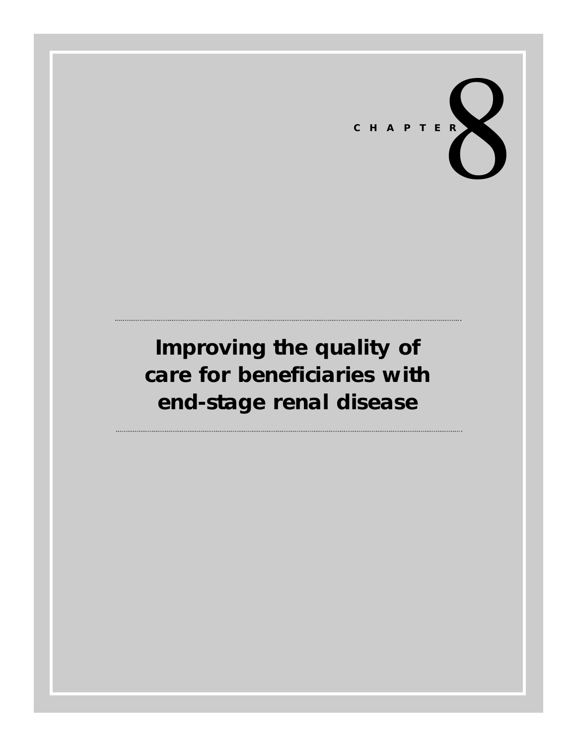CHAPTER 8

# Improving the quality of care for beneficiaries with end-stage renal disease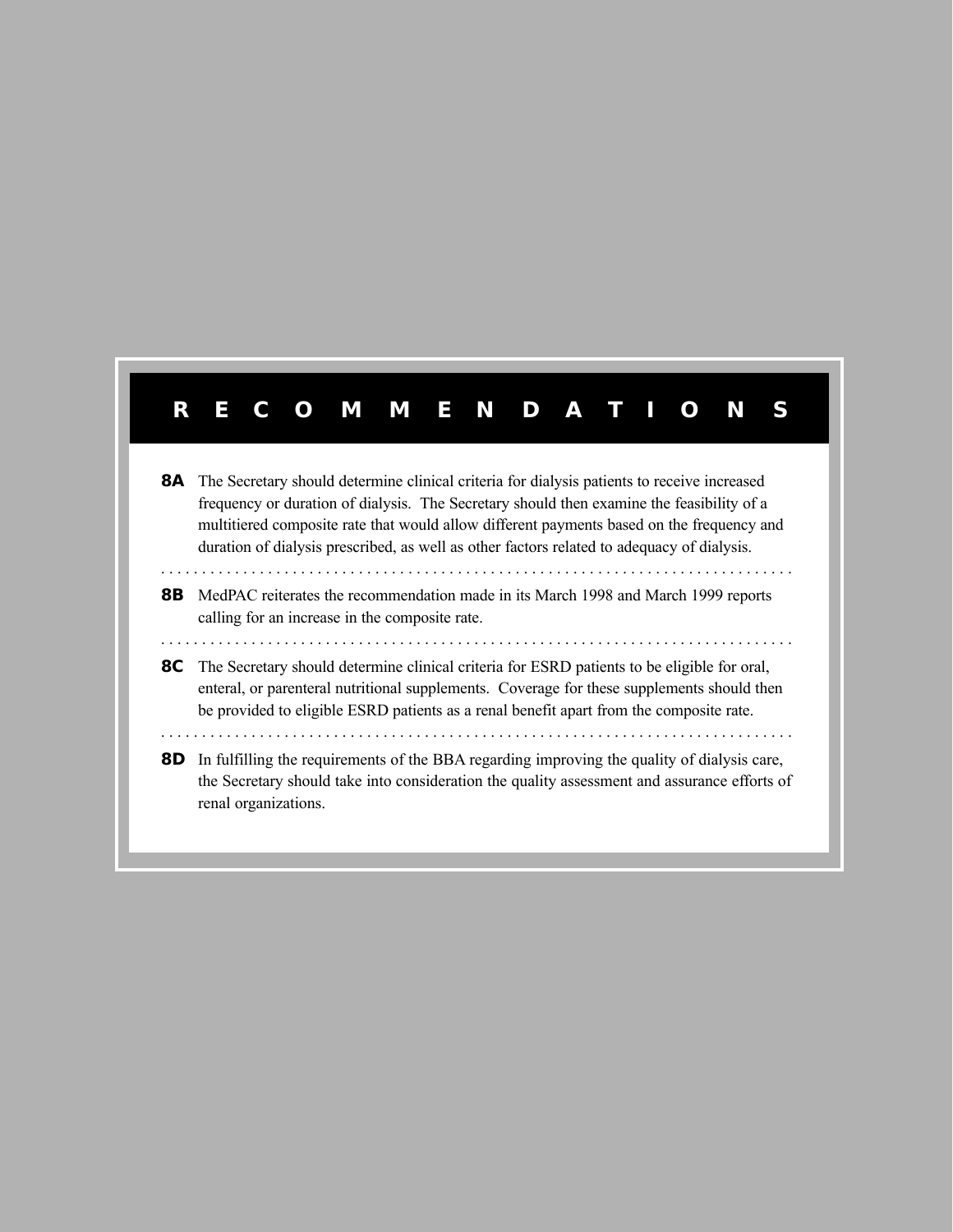# RECOMMENDATIONS

**8A** The Secretary should determine clinical criteria for dialysis patients to receive increased frequency or duration of dialysis. The Secretary should then examine the feasibility of a multitiered composite rate that would allow different payments based on the frequency and duration of dialysis prescribed, as well as other factors related to adequacy of dialysis.

**8B** MedPAC reiterates the recommendation made in its March 1998 and March 1999 reports calling for an increase in the composite rate.

**8C** The Secretary should determine clinical criteria for ESRD patients to be eligible for oral, enteral, or parenteral nutritional supplements. Coverage for these supplements should then be provided to eligible ESRD patients as a renal benefit apart from the composite rate.

**8D** In fulfilling the requirements of the BBA regarding improving the quality of dialysis care, the Secretary should take into consideration the quality assessment and assurance efforts of renal organizations.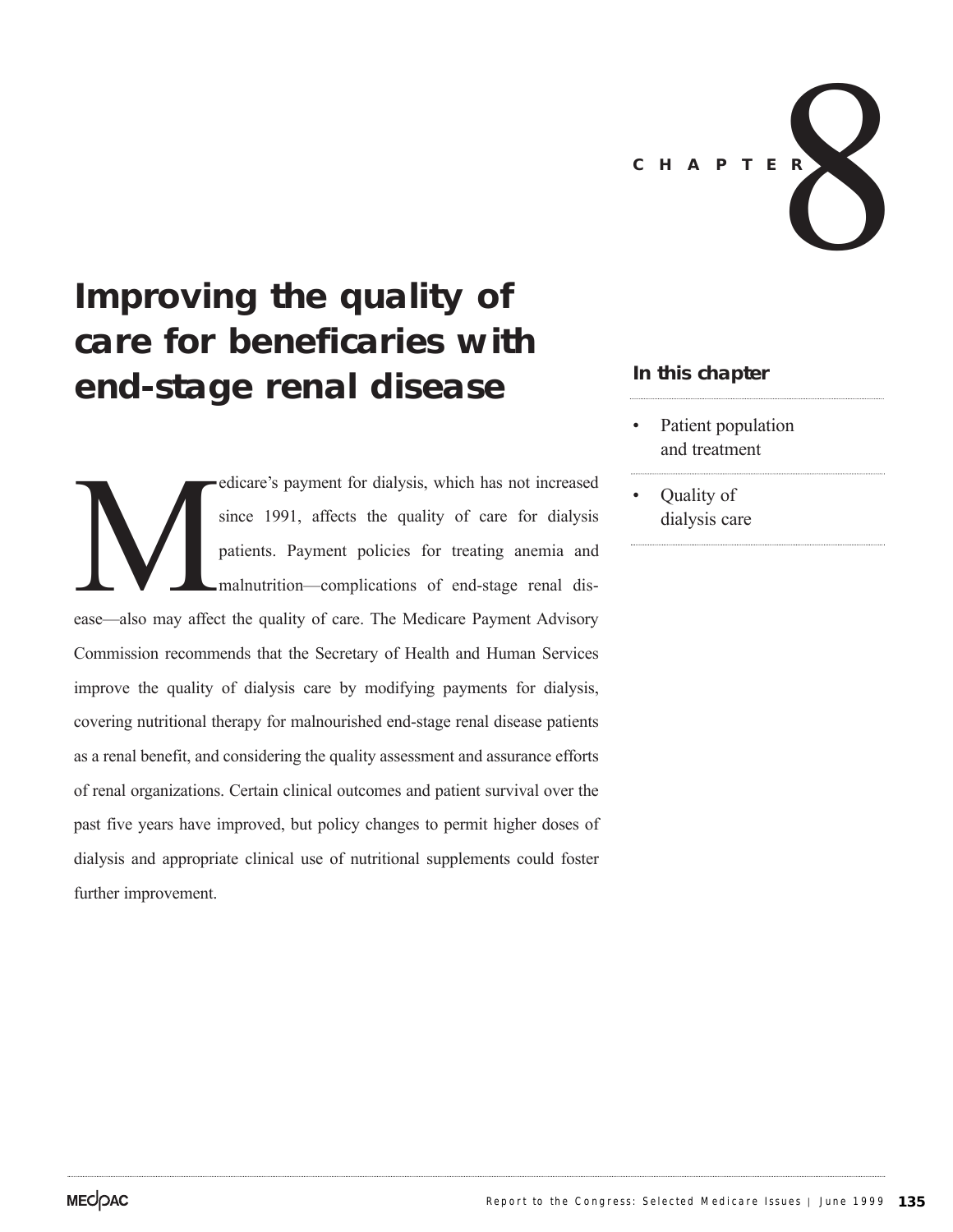CHAPTER 8

# Improving the quality of care for beneficaries with end-stage renal disease

Medicare's payment for dialysis, which has not increased since 1991, affects the quality of care for dialysis patients. Payment policies for treating anemia and malnutrition—complications of end-stage renal disease—also may affect the quality of care. The Medicare Payment Advisory Commission recommends that the Secretary of Health and Human Services improve the quality of dialysis care by modifying payments for dialysis, covering nutritional therapy for malnourished end-stage renal disease patients as a renal benefit, and considering the quality assessment and assurance efforts of renal organizations. Certain clinical outcomes and patient survival over the past five years have improved, but policy changes to permit higher doses of dialysis and appropriate clinical use of nutritional supplements could foster further improvement.

### In this chapter

- Patient population and treatment
- Quality of dialysis care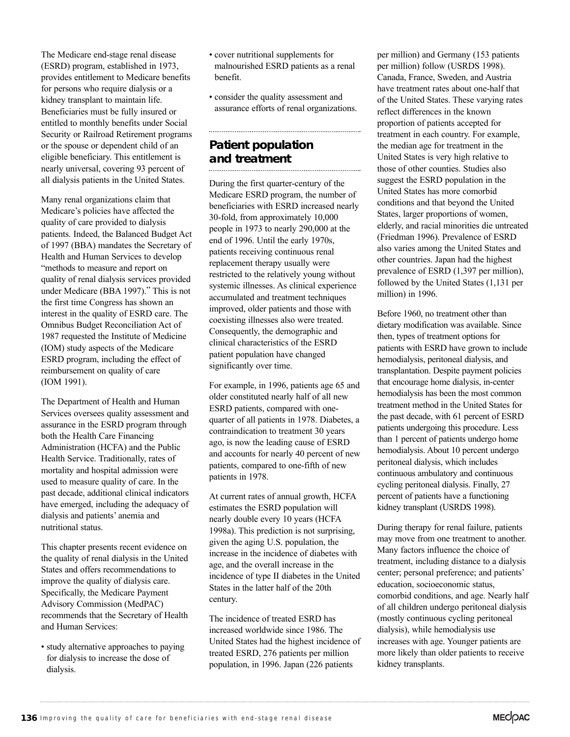The Medicare end-stage renal disease (ESRD) program, established in 1973, provides entitlement to Medicare benefits for persons who require dialysis or a kidney transplant to maintain life. Beneficiaries must be fully insured or entitled to monthly benefits under Social Security or Railroad Retirement programs or the spouse or dependent child of an eligible beneficiary. This entitlement is nearly universal, covering 93 percent of all dialysis patients in the United States.

Many renal organizations claim that Medicare's policies have affected the quality of care provided to dialysis patients. Indeed, the Balanced Budget Act of 1997 (BBA) mandates the Secretary of Health and Human Services to develop "methods to measure and report on quality of renal dialysis services provided under Medicare (BBA 1997)." This is not the first time Congress has shown an interest in the quality of ESRD care. The Omnibus Budget Reconciliation Act of 1987 requested the Institute of Medicine (IOM) study aspects of the Medicare ESRD program, including the effect of reimbursement on quality of care (IOM 1991).

The Department of Health and Human Services oversees quality assessment and assurance in the ESRD program through both the Health Care Financing Administration (HCFA) and the Public Health Service. Traditionally, rates of mortality and hospital admission were used to measure quality of care. In the past decade, additional clinical indicators have emerged, including the adequacy of dialysis and patients' anemia and nutritional status.

This chapter presents recent evidence on the quality of renal dialysis in the United States and offers recommendations to improve the quality of dialysis care. Specifically, the Medicare Payment Advisory Commission (MedPAC) recommends that the Secretary of Health and Human Services:

- study alternative approaches to paying for dialysis to increase the dose of dialysis.
- cover nutritional supplements for malnourished ESRD patients as a renal benefit.
- consider the quality assessment and assurance efforts of renal organizations.

## Patient population and treatment

During the first quarter-century of the Medicare ESRD program, the number of beneficiaries with ESRD increased nearly 30-fold, from approximately 10,000 people in 1973 to nearly 290,000 at the end of 1996. Until the early 1970s, patients receiving continuous renal replacement therapy usually were restricted to the relatively young without systemic illnesses. As clinical experience accumulated and treatment techniques improved, older patients and those with coexisting illnesses also were treated. Consequently, the demographic and clinical characteristics of the ESRD patient population have changed significantly over time.

For example, in 1996, patients age 65 and older constituted nearly half of all new ESRD patients, compared with one-quarter of all patients in 1978. Diabetes, a contraindication to treatment 30 years ago, is now the leading cause of ESRD and accounts for nearly 40 percent of new patients, compared to one-fifth of new patients in 1978.

At current rates of annual growth, HCFA estimates the ESRD population will nearly double every 10 years (HCFA 1998a). This prediction is not surprising, given the aging U.S. population, the increase in the incidence of diabetes with age, and the overall increase in the incidence of type II diabetes in the United States in the latter half of the 20th century.

The incidence of treated ESRD has increased worldwide since 1986. The United States had the highest incidence of treated ESRD, 276 patients per million population, in 1996. Japan (226 patients per million) and Germany (153 patients per million) follow (USRDS 1998). Canada, France, Sweden, and Austria have treatment rates about one-half that of the United States. These varying rates reflect differences in the known proportion of patients accepted for treatment in each country. For example, the median age for treatment in the United States is very high relative to those of other counties. Studies also suggest the ESRD population in the United States has more comorbid conditions and that beyond the United States, larger proportions of women, elderly, and racial minorities die untreated (Friedman 1996). Prevalence of ESRD also varies among the United States and other countries. Japan had the highest prevalence of ESRD (1,397 per million), followed by the United States (1,131 per million) in 1996.

Before 1960, no treatment other than dietary modification was available. Since then, types of treatment options for patients with ESRD have grown to include hemodialysis, peritoneal dialysis, and transplantation. Despite payment policies that encourage home dialysis, in-center hemodialysis has been the most common treatment method in the United States for the past decade, with 61 percent of ESRD patients undergoing this procedure. Less than 1 percent of patients undergo home hemodialysis. About 10 percent undergo peritoneal dialysis, which includes continuous ambulatory and continuous cycling peritoneal dialysis. Finally, 27 percent of patients have a functioning kidney transplant (USRDS 1998).

During therapy for renal failure, patients may move from one treatment to another. Many factors influence the choice of treatment, including distance to a dialysis center; personal preference; and patients' education, socioeconomic status, comorbid conditions, and age. Nearly half of all children undergo peritoneal dialysis (mostly continuous cycling peritoneal dialysis), while hemodialysis use increases with age. Younger patients are more likely than older patients to receive kidney transplants.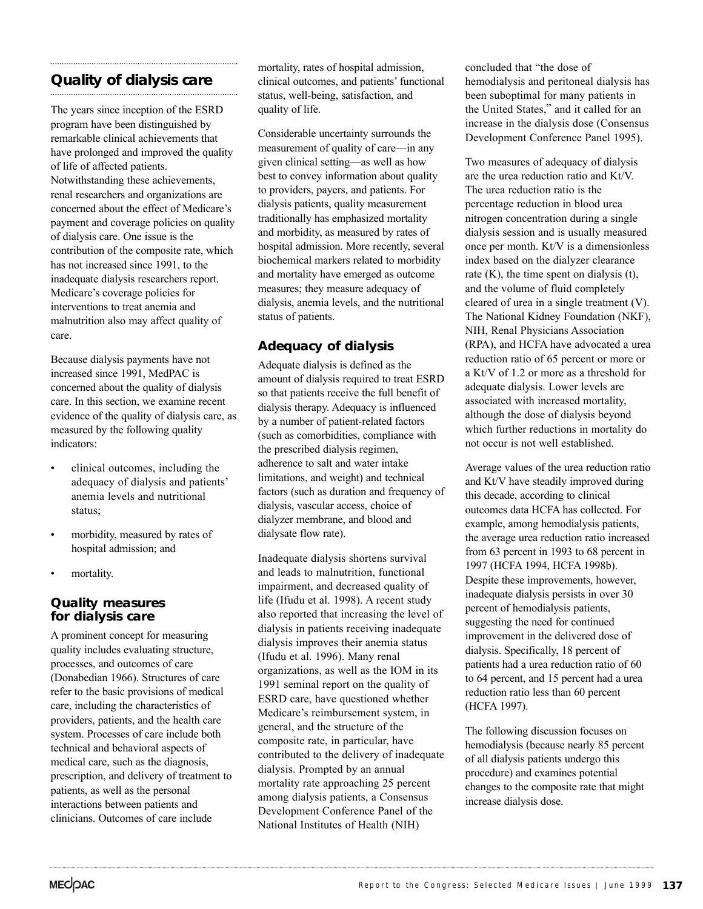## Quality of dialysis care

The years since inception of the ESRD program have been distinguished by remarkable clinical achievements that have prolonged and improved the quality of life of affected patients. Notwithstanding these achievements, renal researchers and organizations are concerned about the effect of Medicare's payment and coverage policies on quality of dialysis care. One issue is the contribution of the composite rate, which has not increased since 1991, to the inadequate dialysis researchers report. Medicare's coverage policies for interventions to treat anemia and malnutrition also may affect quality of care.

Because dialysis payments have not increased since 1991, MedPAC is concerned about the quality of dialysis care. In this section, we examine recent evidence of the quality of dialysis care, as measured by the following quality indicators:

- clinical outcomes, including the adequacy of dialysis and patients' anemia levels and nutritional status;
- morbidity, measured by rates of hospital admission; and
- mortality.

### Quality measures for dialysis care

A prominent concept for measuring quality includes evaluating structure, processes, and outcomes of care (Donabedian 1966). Structures of care refer to the basic provisions of medical care, including the characteristics of providers, patients, and the health care system. Processes of care include both technical and behavioral aspects of medical care, such as the diagnosis, prescription, and delivery of treatment to patients, as well as the personal interactions between patients and clinicians. Outcomes of care include mortality, rates of hospital admission, clinical outcomes, and patients' functional status, well-being, satisfaction, and quality of life.

Considerable uncertainty surrounds the measurement of quality of care—in any given clinical setting—as well as how best to convey information about quality to providers, payers, and patients. For dialysis patients, quality measurement traditionally has emphasized mortality and morbidity, as measured by rates of hospital admission. More recently, several biochemical markers related to morbidity and mortality have emerged as outcome measures; they measure adequacy of dialysis, anemia levels, and the nutritional status of patients.

### Adequacy of dialysis

Adequate dialysis is defined as the amount of dialysis required to treat ESRD so that patients receive the full benefit of dialysis therapy. Adequacy is influenced by a number of patient-related factors (such as comorbidities, compliance with the prescribed dialysis regimen, adherence to salt and water intake limitations, and weight) and technical factors (such as duration and frequency of dialysis, vascular access, choice of dialyzer membrane, and blood and dialysate flow rate).

Inadequate dialysis shortens survival and leads to malnutrition, functional impairment, and decreased quality of life (Ifudu et al. 1998). A recent study also reported that increasing the level of dialysis in patients receiving inadequate dialysis improves their anemia status (Ifudu et al. 1996). Many renal organizations, as well as the IOM in its 1991 seminal report on the quality of ESRD care, have questioned whether Medicare's reimbursement system, in general, and the structure of the composite rate, in particular, have contributed to the delivery of inadequate dialysis. Prompted by an annual mortality rate approaching 25 percent among dialysis patients, a Consensus Development Conference Panel of the National Institutes of Health (NIH) concluded that "the dose of hemodialysis and peritoneal dialysis has been suboptimal for many patients in the United States," and it called for an increase in the dialysis dose (Consensus Development Conference Panel 1995).

Two measures of adequacy of dialysis are the urea reduction ratio and Kt/V. The urea reduction ratio is the percentage reduction in blood urea nitrogen concentration during a single dialysis session and is usually measured once per month. Kt/V is a dimensionless index based on the dialyzer clearance rate (K), the time spent on dialysis (t), and the volume of fluid completely cleared of urea in a single treatment (V). The National Kidney Foundation (NKF), NIH, Renal Physicians Association (RPA), and HCFA have advocated a urea reduction ratio of 65 percent or more or a Kt/V of 1.2 or more as a threshold for adequate dialysis. Lower levels are associated with increased mortality, although the dose of dialysis beyond which further reductions in mortality do not occur is not well established.

Average values of the urea reduction ratio and Kt/V have steadily improved during this decade, according to clinical outcomes data HCFA has collected. For example, among hemodialysis patients, the average urea reduction ratio increased from 63 percent in 1993 to 68 percent in 1997 (HCFA 1994, HCFA 1998b). Despite these improvements, however, inadequate dialysis persists in over 30 percent of hemodialysis patients, suggesting the need for continued improvement in the delivered dose of dialysis. Specifically, 18 percent of patients had a urea reduction ratio of 60 to 64 percent, and 15 percent had a urea reduction ratio less than 60 percent (HCFA 1997).

The following discussion focuses on hemodialysis (because nearly 85 percent of all dialysis patients undergo this procedure) and examines potential changes to the composite rate that might increase dialysis dose.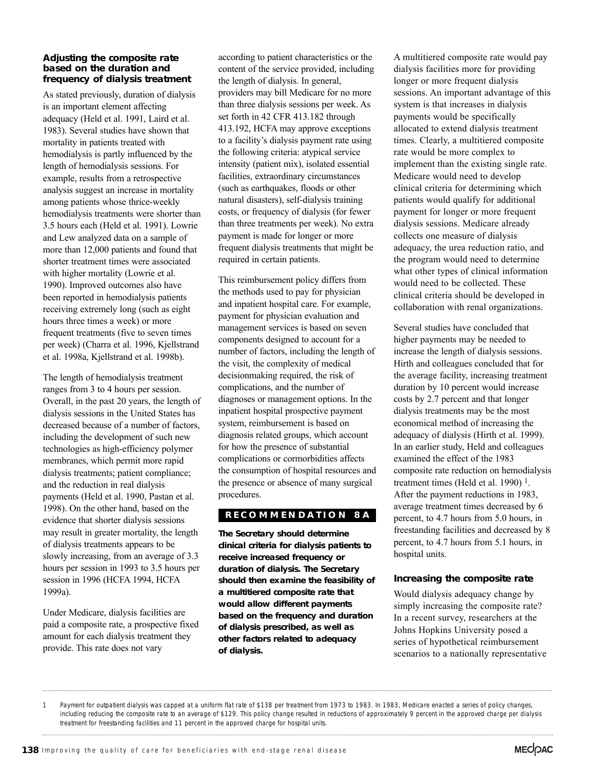### Adjusting the composite rate based on the duration and frequency of dialysis treatment

As stated previously, duration of dialysis is an important element affecting adequacy (Held et al. 1991, Laird et al. 1983). Several studies have shown that mortality in patients treated with hemodialysis is partly influenced by the length of hemodialysis sessions. For example, results from a retrospective analysis suggest an increase in mortality among patients whose thrice-weekly hemodialysis treatments were shorter than 3.5 hours each (Held et al. 1991). Lowrie and Lew analyzed data on a sample of more than 12,000 patients and found that shorter treatment times were associated with higher mortality (Lowrie et al. 1990). Improved outcomes also have been reported in hemodialysis patients receiving extremely long (such as eight hours three times a week) or more frequent treatments (five to seven times per week) (Charra et al. 1996, Kjellstrand et al. 1998a, Kjellstrand et al. 1998b).

The length of hemodialysis treatment ranges from 3 to 4 hours per session. Overall, in the past 20 years, the length of dialysis sessions in the United States has decreased because of a number of factors, including the development of such new technologies as high-efficiency polymer membranes, which permit more rapid dialysis treatments; patient compliance; and the reduction in real dialysis payments (Held et al. 1990, Pastan et al. 1998). On the other hand, based on the evidence that shorter dialysis sessions may result in greater mortality, the length of dialysis treatments appears to be slowly increasing, from an average of 3.3 hours per session in 1993 to 3.5 hours per session in 1996 (HCFA 1994, HCFA 1999a).

Under Medicare, dialysis facilities are paid a composite rate, a prospective fixed amount for each dialysis treatment they provide. This rate does not vary according to patient characteristics or the content of the service provided, including the length of dialysis. In general, providers may bill Medicare for no more than three dialysis sessions per week. As set forth in 42 CFR 413.182 through 413.192, HCFA may approve exceptions to a facility's dialysis payment rate using the following criteria: atypical service intensity (patient mix), isolated essential facilities, extraordinary circumstances (such as earthquakes, floods or other natural disasters), self-dialysis training costs, or frequency of dialysis (for fewer than three treatments per week). No extra payment is made for longer or more frequent dialysis treatments that might be required in certain patients.

This reimbursement policy differs from the methods used to pay for physician and inpatient hospital care. For example, payment for physician evaluation and management services is based on seven components designed to account for a number of factors, including the length of the visit, the complexity of medical decisionmaking required, the risk of complications, and the number of diagnoses or management options. In the inpatient hospital prospective payment system, reimbursement is based on diagnosis related groups, which account for how the presence of substantial complications or cormorbidities affects the consumption of hospital resources and the presence or absence of many surgical procedures.

**RECOMMENDATION 8A**

**The Secretary should determine clinical criteria for dialysis patients to receive increased frequency or duration of dialysis. The Secretary should then examine the feasibility of a multitiered composite rate that would allow different payments based on the frequency and duration of dialysis prescribed, as well as other factors related to adequacy of dialysis.**

A multitiered composite rate would pay dialysis facilities more for providing longer or more frequent dialysis sessions. An important advantage of this system is that increases in dialysis payments would be specifically allocated to extend dialysis treatment times. Clearly, a multitiered composite rate would be more complex to implement than the existing single rate. Medicare would need to develop clinical criteria for determining which patients would qualify for additional payment for longer or more frequent dialysis sessions. Medicare already collects one measure of dialysis adequacy, the urea reduction ratio, and the program would need to determine what other types of clinical information would need to be collected. These clinical criteria should be developed in collaboration with renal organizations.

Several studies have concluded that higher payments may be needed to increase the length of dialysis sessions. Hirth and colleagues concluded that for the average facility, increasing treatment duration by 10 percent would increase costs by 2.7 percent and that longer dialysis treatments may be the most economical method of increasing the adequacy of dialysis (Hirth et al. 1999). In an earlier study, Held and colleagues examined the effect of the 1983 composite rate reduction on hemodialysis treatment times (Held et al. 1990) [1]. After the payment reductions in 1983, average treatment times decreased by 6 percent, to 4.7 hours from 5.0 hours, in freestanding facilities and decreased by 8 percent, to 4.7 hours from 5.1 hours, in hospital units.

### Increasing the composite rate

Would dialysis adequacy change by simply increasing the composite rate? In a recent survey, researchers at the Johns Hopkins University posed a series of hypothetical reimbursement scenarios to a nationally representative

1 Payment for outpatient dialysis was capped at a uniform flat rate of $138 per treatment from 1973 to 1983. In 1983, Medicare enacted a series of policy changes, including reducing the composite rate to an average of $129. This policy change resulted in reductions of approximately 9 percent in the approved charge per dialysis treatment for freestanding facilities and 11 percent in the approved charge for hospital units.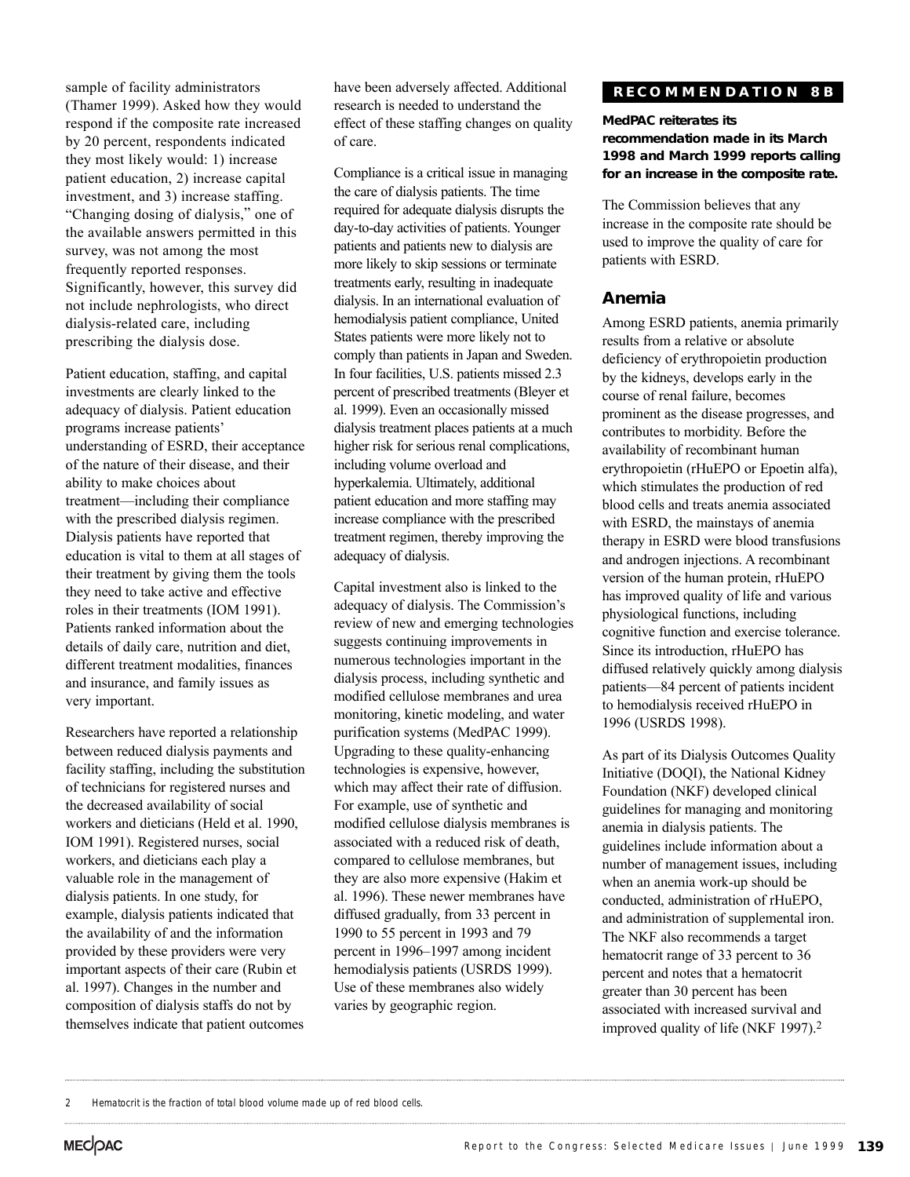sample of facility administrators (Thamer 1999). Asked how they would respond if the composite rate increased by 20 percent, respondents indicated they most likely would: 1) increase patient education, 2) increase capital investment, and 3) increase staffing. "Changing dosing of dialysis," one of the available answers permitted in this survey, was not among the most frequently reported responses. Significantly, however, this survey did not include nephrologists, who direct dialysis-related care, including prescribing the dialysis dose.

Patient education, staffing, and capital investments are clearly linked to the adequacy of dialysis. Patient education programs increase patients' understanding of ESRD, their acceptance of the nature of their disease, and their ability to make choices about treatment—including their compliance with the prescribed dialysis regimen. Dialysis patients have reported that education is vital to them at all stages of their treatment by giving them the tools they need to take active and effective roles in their treatments (IOM 1991). Patients ranked information about the details of daily care, nutrition and diet, different treatment modalities, finances and insurance, and family issues as very important.

Researchers have reported a relationship between reduced dialysis payments and facility staffing, including the substitution of technicians for registered nurses and the decreased availability of social workers and dieticians (Held et al. 1990, IOM 1991). Registered nurses, social workers, and dieticians each play a valuable role in the management of dialysis patients. In one study, for example, dialysis patients indicated that the availability of and the information provided by these providers were very important aspects of their care (Rubin et al. 1997). Changes in the number and composition of dialysis staffs do not by themselves indicate that patient outcomes have been adversely affected. Additional research is needed to understand the effect of these staffing changes on quality of care.

Compliance is a critical issue in managing the care of dialysis patients. The time required for adequate dialysis disrupts the day-to-day activities of patients. Younger patients and patients new to dialysis are more likely to skip sessions or terminate treatments early, resulting in inadequate dialysis. In an international evaluation of hemodialysis patient compliance, United States patients were more likely not to comply than patients in Japan and Sweden. In four facilities, U.S. patients missed 2.3 percent of prescribed treatments (Bleyer et al. 1999). Even an occasionally missed dialysis treatment places patients at a much higher risk for serious renal complications, including volume overload and hyperkalemia. Ultimately, additional patient education and more staffing may increase compliance with the prescribed treatment regimen, thereby improving the adequacy of dialysis.

Capital investment also is linked to the adequacy of dialysis. The Commission's review of new and emerging technologies suggests continuing improvements in numerous technologies important in the dialysis process, including synthetic and modified cellulose membranes and urea monitoring, kinetic modeling, and water purification systems (MedPAC 1999). Upgrading to these quality-enhancing technologies is expensive, however, which may affect their rate of diffusion. For example, use of synthetic and modified cellulose dialysis membranes is associated with a reduced risk of death, compared to cellulose membranes, but they are also more expensive (Hakim et al. 1996). These newer membranes have diffused gradually, from 33 percent in 1990 to 55 percent in 1993 and 79 percent in 1996–1997 among incident hemodialysis patients (USRDS 1999). Use of these membranes also widely varies by geographic region.

**RECOMMENDATION 8B**

**MedPAC reiterates its recommendation made in its March 1998 and March 1999 reports calling for an increase in the composite rate.**

The Commission believes that any increase in the composite rate should be used to improve the quality of care for patients with ESRD.

## Anemia

Among ESRD patients, anemia primarily results from a relative or absolute deficiency of erythropoietin production by the kidneys, develops early in the course of renal failure, becomes prominent as the disease progresses, and contributes to morbidity. Before the availability of recombinant human erythropoietin (rHuEPO or Epoetin alfa), which stimulates the production of red blood cells and treats anemia associated with ESRD, the mainstays of anemia therapy in ESRD were blood transfusions and androgen injections. A recombinant version of the human protein, rHuEPO has improved quality of life and various physiological functions, including cognitive function and exercise tolerance. Since its introduction, rHuEPO has diffused relatively quickly among dialysis patients—84 percent of patients incident to hemodialysis received rHuEPO in 1996 (USRDS 1998).

As part of its Dialysis Outcomes Quality Initiative (DOQI), the National Kidney Foundation (NKF) developed clinical guidelines for managing and monitoring anemia in dialysis patients. The guidelines include information about a number of management issues, including when an anemia work-up should be conducted, administration of rHuEPO, and administration of supplemental iron. The NKF also recommends a target hematocrit range of 33 percent to 36 percent and notes that a hematocrit greater than 30 percent has been associated with increased survival and improved quality of life (NKF 1997).[2]

2 Hematocrit is the fraction of total blood volume made up of red blood cells.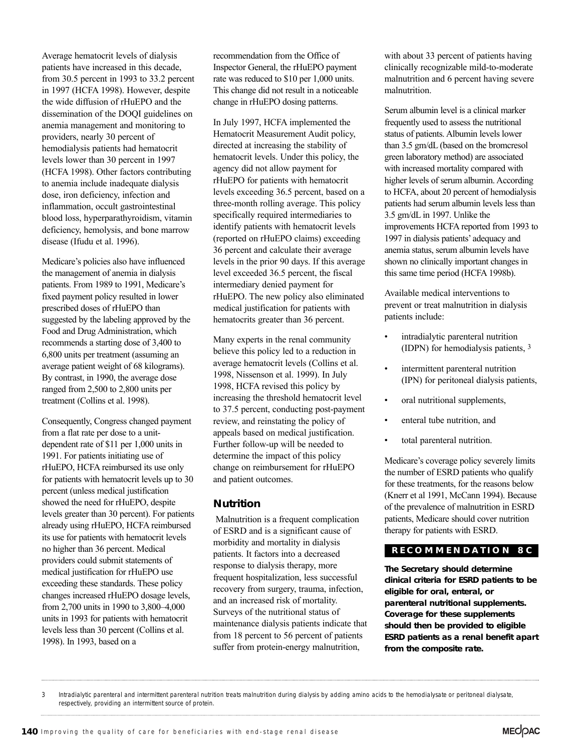Average hematocrit levels of dialysis patients have increased in this decade, from 30.5 percent in 1993 to 33.2 percent in 1997 (HCFA 1998). However, despite the wide diffusion of rHuEPO and the dissemination of the DOQI guidelines on anemia management and monitoring to providers, nearly 30 percent of hemodialysis patients had hematocrit levels lower than 30 percent in 1997 (HCFA 1998). Other factors contributing to anemia include inadequate dialysis dose, iron deficiency, infection and inflammation, occult gastrointestinal blood loss, hyperparathyroidism, vitamin deficiency, hemolysis, and bone marrow disease (Ifudu et al. 1996).

Medicare's policies also have influenced the management of anemia in dialysis patients. From 1989 to 1991, Medicare's fixed payment policy resulted in lower prescribed doses of rHuEPO than suggested by the labeling approved by the Food and Drug Administration, which recommends a starting dose of 3,400 to 6,800 units per treatment (assuming an average patient weight of 68 kilograms). By contrast, in 1990, the average dose ranged from 2,500 to 2,800 units per treatment (Collins et al. 1998).

Consequently, Congress changed payment from a flat rate per dose to a unit-dependent rate of $11 per 1,000 units in 1991. For patients initiating use of rHuEPO, HCFA reimbursed its use only for patients with hematocrit levels up to 30 percent (unless medical justification showed the need for rHuEPO, despite levels greater than 30 percent). For patients already using rHuEPO, HCFA reimbursed its use for patients with hematocrit levels no higher than 36 percent. Medical providers could submit statements of medical justification for rHuEPO use exceeding these standards. These policy changes increased rHuEPO dosage levels, from 2,700 units in 1990 to 3,800–4,000 units in 1993 for patients with hematocrit levels less than 30 percent (Collins et al. 1998). In 1993, based on a recommendation from the Office of Inspector General, the rHuEPO payment rate was reduced to $10 per 1,000 units. This change did not result in a noticeable change in rHuEPO dosing patterns.

In July 1997, HCFA implemented the Hematocrit Measurement Audit policy, directed at increasing the stability of hematocrit levels. Under this policy, the agency did not allow payment for rHuEPO for patients with hematocrit levels exceeding 36.5 percent, based on a three-month rolling average. This policy specifically required intermediaries to identify patients with hematocrit levels (reported on rHuEPO claims) exceeding 36 percent and calculate their average levels in the prior 90 days. If this average level exceeded 36.5 percent, the fiscal intermediary denied payment for rHuEPO. The new policy also eliminated medical justification for patients with hematocrits greater than 36 percent.

Many experts in the renal community believe this policy led to a reduction in average hematocrit levels (Collins et al. 1998, Nissenson et al. 1999). In July 1998, HCFA revised this policy by increasing the threshold hematocrit level to 37.5 percent, conducting post-payment review, and reinstating the policy of appeals based on medical justification. Further follow-up will be needed to determine the impact of this policy change on reimbursement for rHuEPO and patient outcomes.

## Nutrition

Malnutrition is a frequent complication of ESRD and is a significant cause of morbidity and mortality in dialysis patients. It factors into a decreased response to dialysis therapy, more frequent hospitalization, less successful recovery from surgery, trauma, infection, and an increased risk of mortality. Surveys of the nutritional status of maintenance dialysis patients indicate that from 18 percent to 56 percent of patients suffer from protein-energy malnutrition, with about 33 percent of patients having clinically recognizable mild-to-moderate malnutrition and 6 percent having severe malnutrition.

Serum albumin level is a clinical marker frequently used to assess the nutritional status of patients. Albumin levels lower than 3.5 gm/dL (based on the bromcresol green laboratory method) are associated with increased mortality compared with higher levels of serum albumin. According to HCFA, about 20 percent of hemodialysis patients had serum albumin levels less than 3.5 gm/dL in 1997. Unlike the improvements HCFA reported from 1993 to 1997 in dialysis patients' adequacy and anemia status, serum albumin levels have shown no clinically important changes in this same time period (HCFA 1998b).

Available medical interventions to prevent or treat malnutrition in dialysis patients include:

- intradialytic parenteral nutrition (IDPN) for hemodialysis patients, [3]
- intermittent parenteral nutrition (IPN) for peritoneal dialysis patients,
- oral nutritional supplements,
- enteral tube nutrition, and
- total parenteral nutrition.

Medicare's coverage policy severely limits the number of ESRD patients who qualify for these treatments, for the reasons below (Knerr et al 1991, McCann 1994). Because of the prevalence of malnutrition in ESRD patients, Medicare should cover nutrition therapy for patients with ESRD.

### RECOMMENDATION 8C

**The Secretary should determine clinical criteria for ESRD patients to be eligible for oral, enteral, or parenteral nutritional supplements. Coverage for these supplements should then be provided to eligible ESRD patients as a renal benefit apart from the composite rate.**

---

3 Intradialytic parenteral and intermittent parenteral nutrition treats malnutrition during dialysis by adding amino acids to the hemodialysate or peritoneal dialysate, respectively, providing an intermittent source of protein.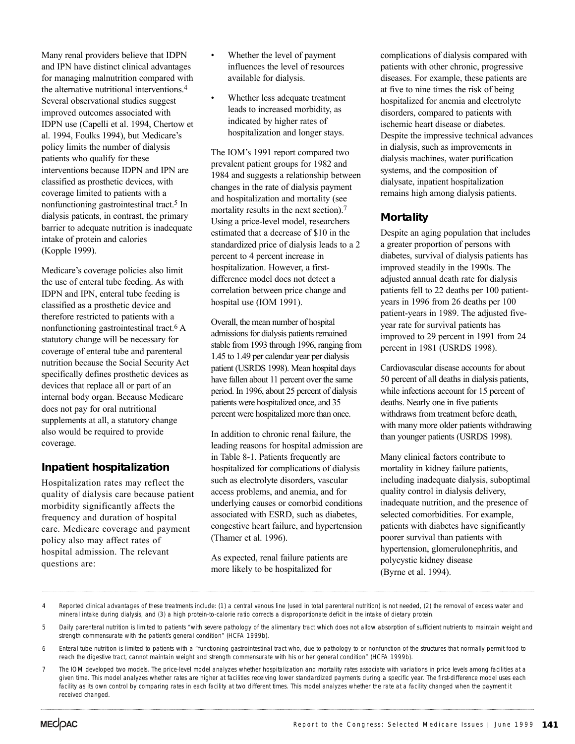Many renal providers believe that IDPN and IPN have distinct clinical advantages for managing malnutrition compared with the alternative nutritional interventions.[4] Several observational studies suggest improved outcomes associated with IDPN use (Capelli et al. 1994, Chertow et al. 1994, Foulks 1994), but Medicare's policy limits the number of dialysis patients who qualify for these interventions because IDPN and IPN are classified as prosthetic devices, with coverage limited to patients with a nonfunctioning gastrointestinal tract.[5] In dialysis patients, in contrast, the primary barrier to adequate nutrition is inadequate intake of protein and calories (Kopple 1999).

Medicare's coverage policies also limit the use of enteral tube feeding. As with IDPN and IPN, enteral tube feeding is classified as a prosthetic device and therefore restricted to patients with a nonfunctioning gastrointestinal tract.[6] A statutory change will be necessary for coverage of enteral tube and parenteral nutrition because the Social Security Act specifically defines prosthetic devices as devices that replace all or part of an internal body organ. Because Medicare does not pay for oral nutritional supplements at all, a statutory change also would be required to provide coverage.

## Inpatient hospitalization

Hospitalization rates may reflect the quality of dialysis care because patient morbidity significantly affects the frequency and duration of hospital care. Medicare coverage and payment policy also may affect rates of hospital admission. The relevant questions are:

- Whether the level of payment influences the level of resources available for dialysis.
- Whether less adequate treatment leads to increased morbidity, as indicated by higher rates of hospitalization and longer stays.

The IOM's 1991 report compared two prevalent patient groups for 1982 and 1984 and suggests a relationship between changes in the rate of dialysis payment and hospitalization and mortality (see mortality results in the next section).[7] Using a price-level model, researchers estimated that a decrease of $10 in the standardized price of dialysis leads to a 2 percent to 4 percent increase in hospitalization. However, a first-difference model does not detect a correlation between price change and hospital use (IOM 1991).

Overall, the mean number of hospital admissions for dialysis patients remained stable from 1993 through 1996, ranging from 1.45 to 1.49 per calendar year per dialysis patient (USRDS 1998). Mean hospital days have fallen about 11 percent over the same period. In 1996, about 25 percent of dialysis patients were hospitalized once, and 35 percent were hospitalized more than once.

In addition to chronic renal failure, the leading reasons for hospital admission are in Table 8-1. Patients frequently are hospitalized for complications of dialysis such as electrolyte disorders, vascular access problems, and anemia, and for underlying causes or comorbid conditions associated with ESRD, such as diabetes, congestive heart failure, and hypertension (Thamer et al. 1996).

As expected, renal failure patients are more likely to be hospitalized for complications of dialysis compared with patients with other chronic, progressive diseases. For example, these patients are at five to nine times the risk of being hospitalized for anemia and electrolyte disorders, compared to patients with ischemic heart disease or diabetes. Despite the impressive technical advances in dialysis, such as improvements in dialysis machines, water purification systems, and the composition of dialysate, inpatient hospitalization remains high among dialysis patients.

## Mortality

Despite an aging population that includes a greater proportion of persons with diabetes, survival of dialysis patients has improved steadily in the 1990s. The adjusted annual death rate for dialysis patients fell to 22 deaths per 100 patient-years in 1996 from 26 deaths per 100 patient-years in 1989. The adjusted five-year rate for survival patients has improved to 29 percent in 1991 from 24 percent in 1981 (USRDS 1998).

Cardiovascular disease accounts for about 50 percent of all deaths in dialysis patients, while infections account for 15 percent of deaths. Nearly one in five patients withdraws from treatment before death, with many more older patients withdrawing than younger patients (USRDS 1998).

Many clinical factors contribute to mortality in kidney failure patients, including inadequate dialysis, suboptimal quality control in dialysis delivery, inadequate nutrition, and the presence of selected comorbidities. For example, patients with diabetes have significantly poorer survival than patients with hypertension, glomerulonephritis, and polycystic kidney disease (Byrne et al. 1994).

---

4 Reported clinical advantages of these treatments include: (1) a central venous line (used in total parenteral nutrition) is not needed, (2) the removal of excess water and mineral intake during dialysis, and (3) a high protein-to-calorie ratio corrects a disproportionate deficit in the intake of dietary protein.

5 Daily parenteral nutrition is limited to patients "with severe pathology of the alimentary tract which does not allow absorption of sufficient nutrients to maintain weight and strength commensurate with the patient's general condition" (HCFA 1999b).

6 Enteral tube nutrition is limited to patients with a "functioning gastrointestinal tract who, due to pathology to or nonfunction of the structures that normally permit food to reach the digestive tract, cannot maintain weight and strength commensurate with his or her general condition" (HCFA 1999b).

7 The IOM developed two models. The price-level model analyzes whether hospitalization and mortality rates associate with variations in price levels among facilities at a given time. This model analyzes whether rates are higher at facilities receiving lower standardized payments during a specific year. The first-difference model uses each facility as its own control by comparing rates in each facility at two different times. This model analyzes whether the rate at a facility changed when the payment it received changed.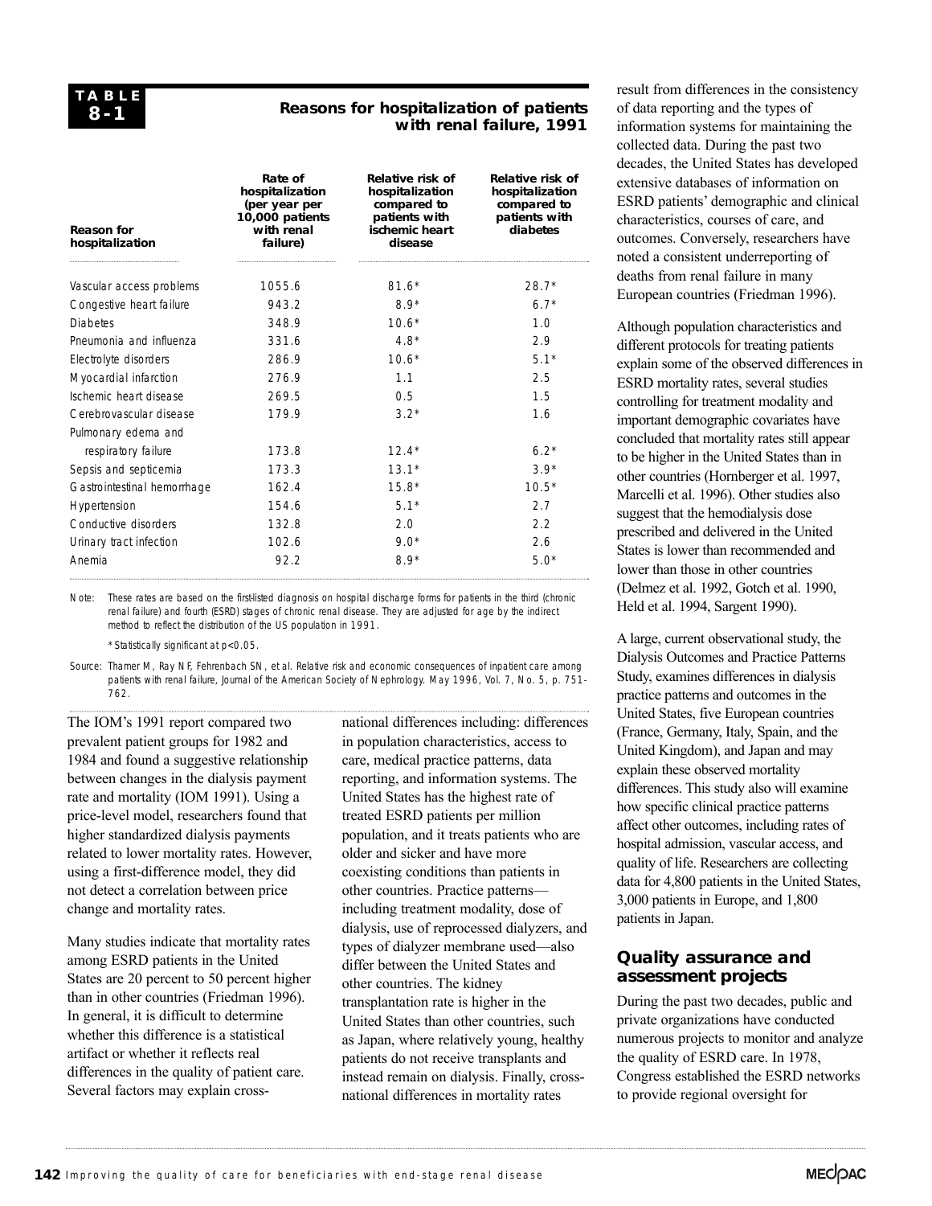**TABLE 8-1**

**Reasons for hospitalization of patients with renal failure, 1991**

| Reason for hospitalization | Rate of hospitalization (per year per 10,000 patients with renal failure) | Relative risk of hospitalization compared to patients with ischemic heart disease | Relative risk of hospitalization compared to patients with diabetes |
|---|---|---|---|
| Vascular access problems | 1055.6 | 81.6* | 28.7* |
| Congestive heart failure | 943.2 | 8.9* | 6.7* |
| Diabetes | 348.9 | 10.6* | 1.0 |
| Pneumonia and influenza | 331.6 | 4.8* | 2.9 |
| Electrolyte disorders | 286.9 | 10.6* | 5.1* |
| Myocardial infarction | 276.9 | 1.1 | 2.5 |
| Ischemic heart disease | 269.5 | 0.5 | 1.5 |
| Cerebrovascular disease | 179.9 | 3.2* | 1.6 |
| Pulmonary edema and respiratory failure | 173.8 | 12.4* | 6.2* |
| Sepsis and septicemia | 173.3 | 13.1* | 3.9* |
| Gastrointestinal hemorrhage | 162.4 | 15.8* | 10.5* |
| Hypertension | 154.6 | 5.1* | 2.7 |
| Conductive disorders | 132.8 | 2.0 | 2.2 |
| Urinary tract infection | 102.6 | 9.0* | 2.6 |
| Anemia | 92.2 | 8.9* | 5.0* |

Note: These rates are based on the first-listed diagnosis on hospital discharge forms for patients in the third (chronic renal failure) and fourth (ESRD) stages of chronic renal disease. They are adjusted for age by the indirect method to reflect the distribution of the US population in 1991.

*Statistically significant at $p<0.05$.

Source: Thamer M, Ray NF, Fehrenbach SN, et al. Relative risk and economic consequences of inpatient care among patients with renal failure, Journal of the American Society of Nephrology. May 1996, Vol. 7, No. 5, p. 751-762.

The IOM's 1991 report compared two prevalent patient groups for 1982 and 1984 and found a suggestive relationship between changes in the dialysis payment rate and mortality (IOM 1991). Using a price-level model, researchers found that higher standardized dialysis payments related to lower mortality rates. However, using a first-difference model, they did not detect a correlation between price change and mortality rates.

Many studies indicate that mortality rates among ESRD patients in the United States are 20 percent to 50 percent higher than in other countries (Friedman 1996). In general, it is difficult to determine whether this difference is a statistical artifact or whether it reflects real differences in the quality of patient care. Several factors may explain cross-national differences including: differences in population characteristics, access to care, medical practice patterns, data reporting, and information systems. The United States has the highest rate of treated ESRD patients per million population, and it treats patients who are older and sicker and have more coexisting conditions than patients in other countries. Practice patterns—including treatment modality, dose of dialysis, use of reprocessed dialyzers, and types of dialyzer membrane used—also differ between the United States and other countries. The kidney transplantation rate is higher in the United States than other countries, such as Japan, where relatively young, healthy patients do not receive transplants and instead remain on dialysis. Finally, cross-national differences in mortality rates result from differences in the consistency of data reporting and the types of information systems for maintaining the collected data. During the past two decades, the United States has developed extensive databases of information on ESRD patients' demographic and clinical characteristics, courses of care, and outcomes. Conversely, researchers have noted a consistent underreporting of deaths from renal failure in many European countries (Friedman 1996).

Although population characteristics and different protocols for treating patients explain some of the observed differences in ESRD mortality rates, several studies controlling for treatment modality and important demographic covariates have concluded that mortality rates still appear to be higher in the United States than in other countries (Hornberger et al. 1997, Marcelli et al. 1996). Other studies also suggest that the hemodialysis dose prescribed and delivered in the United States is lower than recommended and lower than those in other countries (Delmez et al. 1992, Gotch et al. 1990, Held et al. 1994, Sargent 1990).

A large, current observational study, the Dialysis Outcomes and Practice Patterns Study, examines differences in dialysis practice patterns and outcomes in the United States, five European countries (France, Germany, Italy, Spain, and the United Kingdom), and Japan and may explain these observed mortality differences. This study also will examine how specific clinical practice patterns affect other outcomes, including rates of hospital admission, vascular access, and quality of life. Researchers are collecting data for 4,800 patients in the United States, 3,000 patients in Europe, and 1,800 patients in Japan.

## Quality assurance and assessment projects

During the past two decades, public and private organizations have conducted numerous projects to monitor and analyze the quality of ESRD care. In 1978, Congress established the ESRD networks to provide regional oversight for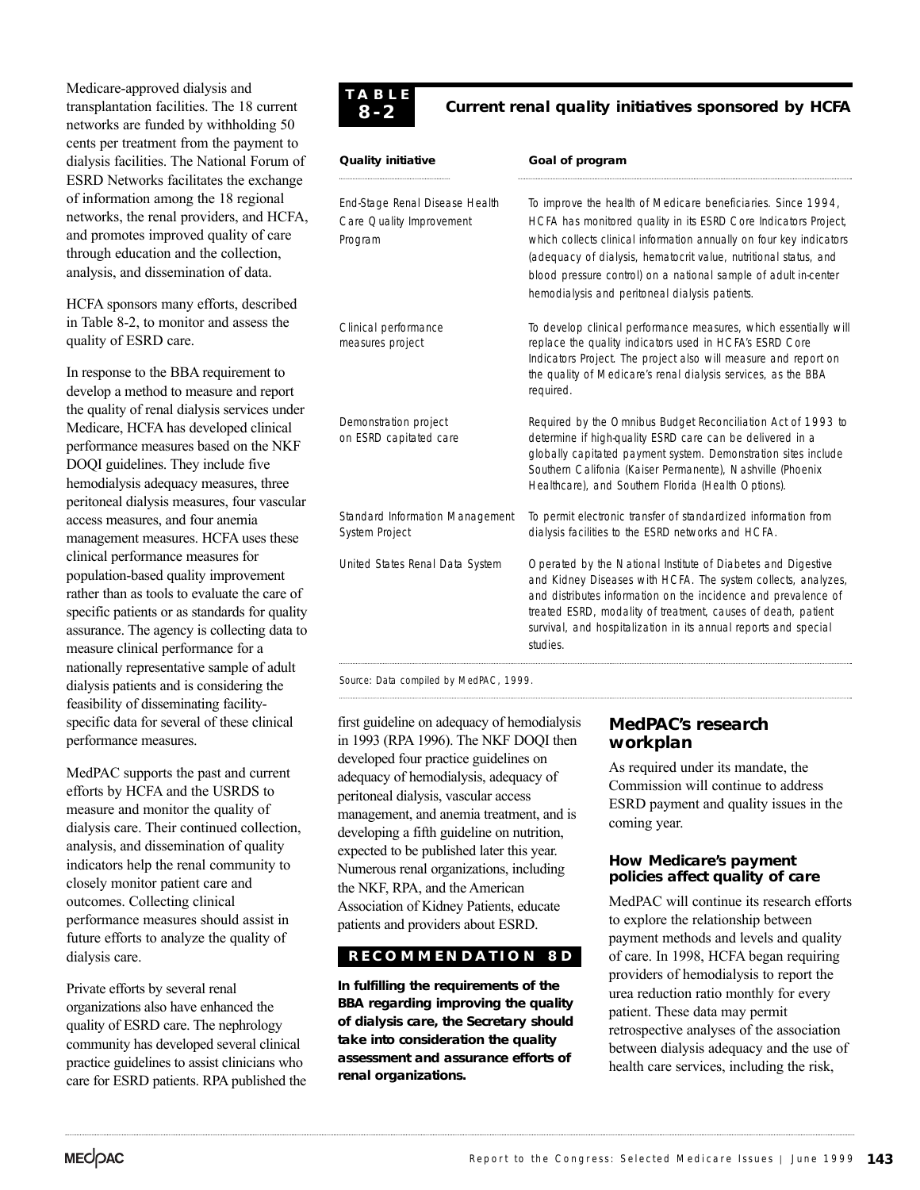Medicare-approved dialysis and transplantation facilities. The 18 current networks are funded by withholding 50 cents per treatment from the payment to dialysis facilities. The National Forum of ESRD Networks facilitates the exchange of information among the 18 regional networks, the renal providers, and HCFA, and promotes improved quality of care through education and the collection, analysis, and dissemination of data.

HCFA sponsors many efforts, described in Table 8-2, to monitor and assess the quality of ESRD care.

In response to the BBA requirement to develop a method to measure and report the quality of renal dialysis services under Medicare, HCFA has developed clinical performance measures based on the NKF DOQI guidelines. They include five hemodialysis adequacy measures, three peritoneal dialysis measures, four vascular access measures, and four anemia management measures. HCFA uses these clinical performance measures for population-based quality improvement rather than as tools to evaluate the care of specific patients or as standards for quality assurance. The agency is collecting data to measure clinical performance for a nationally representative sample of adult dialysis patients and is considering the feasibility of disseminating facility-specific data for several of these clinical performance measures.

MedPAC supports the past and current efforts by HCFA and the USRDS to measure and monitor the quality of dialysis care. Their continued collection, analysis, and dissemination of quality indicators help the renal community to closely monitor patient care and outcomes. Collecting clinical performance measures should assist in future efforts to analyze the quality of dialysis care.

Private efforts by several renal organizations also have enhanced the quality of ESRD care. The nephrology community has developed several clinical practice guidelines to assist clinicians who care for ESRD patients. RPA published the first guideline on adequacy of hemodialysis in 1993 (RPA 1996). The NKF DOQI then developed four practice guidelines on adequacy of hemodialysis, adequacy of peritoneal dialysis, vascular access management, and anemia treatment, and is developing a fifth guideline on nutrition, expected to be published later this year. Numerous renal organizations, including the NKF, RPA, and the American Association of Kidney Patients, educate patients and providers about ESRD.

**TABLE 8-2 Current renal quality initiatives sponsored by HCFA**

| Quality initiative | Goal of program |
| --- | --- |
| End-Stage Renal Disease Health Care Quality Improvement Program | To improve the health of Medicare beneficiaries. Since 1994, HCFA has monitored quality in its ESRD Core Indicators Project, which collects clinical information annually on four key indicators (adequacy of dialysis, hematocrit value, nutritional status, and blood pressure control) on a national sample of adult in-center hemodialysis and peritoneal dialysis patients. |
| Clinical performance measures project | To develop clinical performance measures, which essentially will replace the quality indicators used in HCFA's ESRD Core Indicators Project. The project also will measure and report on the quality of Medicare's renal dialysis services, as the BBA required. |
| Demonstration project on ESRD capitated care | Required by the Omnibus Budget Reconciliation Act of 1993 to determine if high-quality ESRD care can be delivered in a globally capitated payment system. Demonstration sites include Southern Califonia (Kaiser Permanente), Nashville (Phoenix Healthcare), and Southern Florida (Health Options). |
| Standard Information Management System Project | To permit electronic transfer of standardized information from dialysis facilities to the ESRD networks and HCFA. |
| United States Renal Data System | Operated by the National Institute of Diabetes and Digestive and Kidney Diseases with HCFA. The system collects, analyzes, and distributes information on the incidence and prevalence of treated ESRD, modality of treatment, causes of death, patient survival, and hospitalization in its annual reports and special studies. |

Source: Data compiled by MedPAC, 1999.

**RECOMMENDATION 8D**

**In fulfilling the requirements of the BBA regarding improving the quality of dialysis care, the Secretary should take into consideration the quality assessment and assurance efforts of renal organizations.**

## MedPAC's research workplan

As required under its mandate, the Commission will continue to address ESRD payment and quality issues in the coming year.

### How Medicare's payment policies affect quality of care

MedPAC will continue its research efforts to explore the relationship between payment methods and levels and quality of care. In 1998, HCFA began requiring providers of hemodialysis to report the urea reduction ratio monthly for every patient. These data may permit retrospective analyses of the association between dialysis adequacy and the use of health care services, including the risk,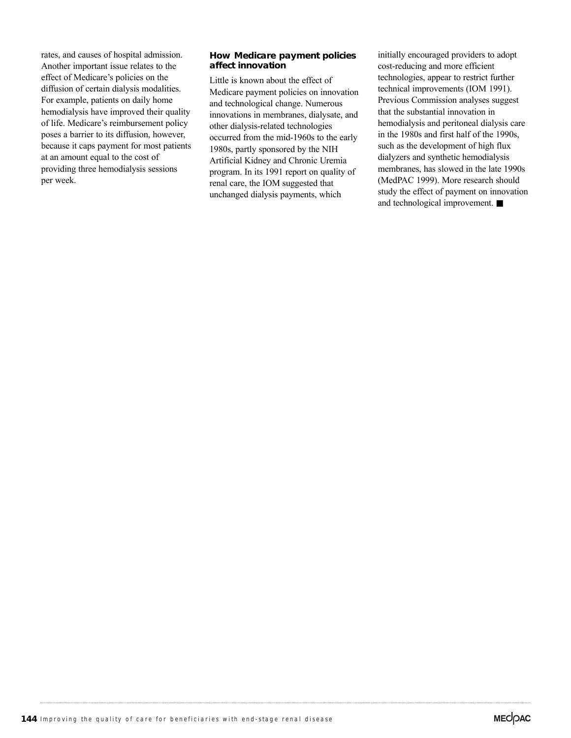rates, and causes of hospital admission. Another important issue relates to the effect of Medicare's policies on the diffusion of certain dialysis modalities. For example, patients on daily home hemodialysis have improved their quality of life. Medicare's reimbursement policy poses a barrier to its diffusion, however, because it caps payment for most patients at an amount equal to the cost of providing three hemodialysis sessions per week.

### How Medicare payment policies affect innovation

Little is known about the effect of Medicare payment policies on innovation and technological change. Numerous innovations in membranes, dialysate, and other dialysis-related technologies occurred from the mid-1960s to the early 1980s, partly sponsored by the NIH Artificial Kidney and Chronic Uremia program. In its 1991 report on quality of renal care, the IOM suggested that unchanged dialysis payments, which initially encouraged providers to adopt cost-reducing and more efficient technologies, appear to restrict further technical improvements (IOM 1991). Previous Commission analyses suggest that the substantial innovation in hemodialysis and peritoneal dialysis care in the 1980s and first half of the 1990s, such as the development of high flux dialyzers and synthetic hemodialysis membranes, has slowed in the late 1990s (MedPAC 1999). More research should study the effect of payment on innovation and technological improvement. ■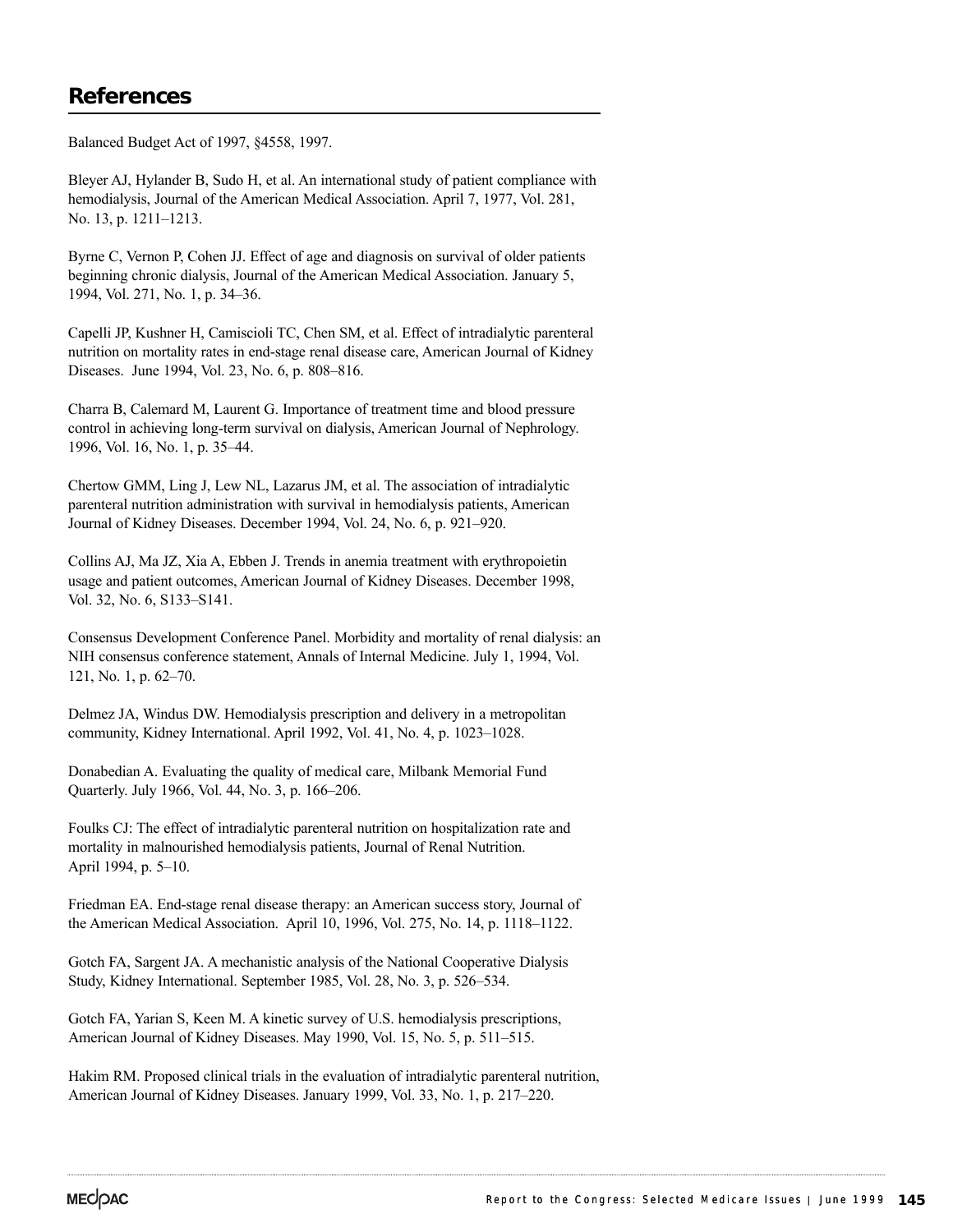## References

Balanced Budget Act of 1997, §4558, 1997.

Bleyer AJ, Hylander B, Sudo H, et al. An international study of patient compliance with hemodialysis, Journal of the American Medical Association. April 7, 1977, Vol. 281, No. 13, p. 1211–1213.

Byrne C, Vernon P, Cohen JJ. Effect of age and diagnosis on survival of older patients beginning chronic dialysis, Journal of the American Medical Association. January 5, 1994, Vol. 271, No. 1, p. 34–36.

Capelli JP, Kushner H, Camiscioli TC, Chen SM, et al. Effect of intradialytic parenteral nutrition on mortality rates in end-stage renal disease care, American Journal of Kidney Diseases. June 1994, Vol. 23, No. 6, p. 808–816.

Charra B, Calemard M, Laurent G. Importance of treatment time and blood pressure control in achieving long-term survival on dialysis, American Journal of Nephrology. 1996, Vol. 16, No. 1, p. 35–44.

Chertow GMM, Ling J, Lew NL, Lazarus JM, et al. The association of intradialytic parenteral nutrition administration with survival in hemodialysis patients, American Journal of Kidney Diseases. December 1994, Vol. 24, No. 6, p. 921–920.

Collins AJ, Ma JZ, Xia A, Ebben J. Trends in anemia treatment with erythropoietin usage and patient outcomes, American Journal of Kidney Diseases. December 1998, Vol. 32, No. 6, S133–S141.

Consensus Development Conference Panel. Morbidity and mortality of renal dialysis: an NIH consensus conference statement, Annals of Internal Medicine. July 1, 1994, Vol. 121, No. 1, p. 62–70.

Delmez JA, Windus DW. Hemodialysis prescription and delivery in a metropolitan community, Kidney International. April 1992, Vol. 41, No. 4, p. 1023–1028.

Donabedian A. Evaluating the quality of medical care, Milbank Memorial Fund Quarterly. July 1966, Vol. 44, No. 3, p. 166–206.

Foulks CJ: The effect of intradialytic parenteral nutrition on hospitalization rate and mortality in malnourished hemodialysis patients, Journal of Renal Nutrition. April 1994, p. 5–10.

Friedman EA. End-stage renal disease therapy: an American success story, Journal of the American Medical Association. April 10, 1996, Vol. 275, No. 14, p. 1118–1122.

Gotch FA, Sargent JA. A mechanistic analysis of the National Cooperative Dialysis Study, Kidney International. September 1985, Vol. 28, No. 3, p. 526–534.

Gotch FA, Yarian S, Keen M. A kinetic survey of U.S. hemodialysis prescriptions, American Journal of Kidney Diseases. May 1990, Vol. 15, No. 5, p. 511–515.

Hakim RM. Proposed clinical trials in the evaluation of intradialytic parenteral nutrition, American Journal of Kidney Diseases. January 1999, Vol. 33, No. 1, p. 217–220.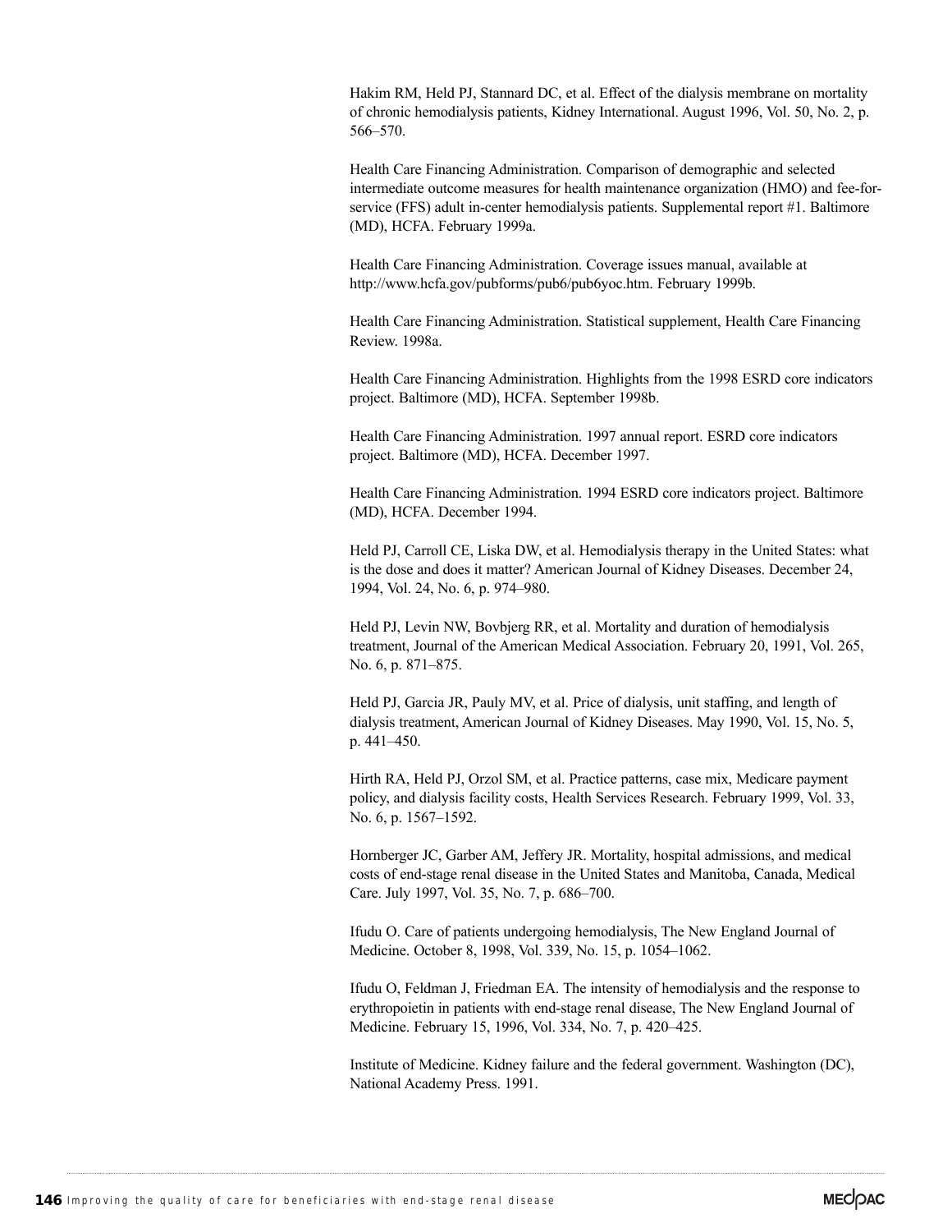Hakim RM, Held PJ, Stannard DC, et al. Effect of the dialysis membrane on mortality of chronic hemodialysis patients, Kidney International. August 1996, Vol. 50, No. 2, p. 566–570.

Health Care Financing Administration. Comparison of demographic and selected intermediate outcome measures for health maintenance organization (HMO) and fee-for-service (FFS) adult in-center hemodialysis patients. Supplemental report #1. Baltimore (MD), HCFA. February 1999a.

Health Care Financing Administration. Coverage issues manual, available at http://www.hcfa.gov/pubforms/pub6/pub6yoc.htm. February 1999b.

Health Care Financing Administration. Statistical supplement, Health Care Financing Review. 1998a.

Health Care Financing Administration. Highlights from the 1998 ESRD core indicators project. Baltimore (MD), HCFA. September 1998b.

Health Care Financing Administration. 1997 annual report. ESRD core indicators project. Baltimore (MD), HCFA. December 1997.

Health Care Financing Administration. 1994 ESRD core indicators project. Baltimore (MD), HCFA. December 1994.

Held PJ, Carroll CE, Liska DW, et al. Hemodialysis therapy in the United States: what is the dose and does it matter? American Journal of Kidney Diseases. December 24, 1994, Vol. 24, No. 6, p. 974–980.

Held PJ, Levin NW, Bovbjerg RR, et al. Mortality and duration of hemodialysis treatment, Journal of the American Medical Association. February 20, 1991, Vol. 265, No. 6, p. 871–875.

Held PJ, Garcia JR, Pauly MV, et al. Price of dialysis, unit staffing, and length of dialysis treatment, American Journal of Kidney Diseases. May 1990, Vol. 15, No. 5, p. 441–450.

Hirth RA, Held PJ, Orzol SM, et al. Practice patterns, case mix, Medicare payment policy, and dialysis facility costs, Health Services Research. February 1999, Vol. 33, No. 6, p. 1567–1592.

Hornberger JC, Garber AM, Jeffery JR. Mortality, hospital admissions, and medical costs of end-stage renal disease in the United States and Manitoba, Canada, Medical Care. July 1997, Vol. 35, No. 7, p. 686–700.

Ifudu O. Care of patients undergoing hemodialysis, The New England Journal of Medicine. October 8, 1998, Vol. 339, No. 15, p. 1054–1062.

Ifudu O, Feldman J, Friedman EA. The intensity of hemodialysis and the response to erythropoietin in patients with end-stage renal disease, The New England Journal of Medicine. February 15, 1996, Vol. 334, No. 7, p. 420–425.

Institute of Medicine. Kidney failure and the federal government. Washington (DC), National Academy Press. 1991.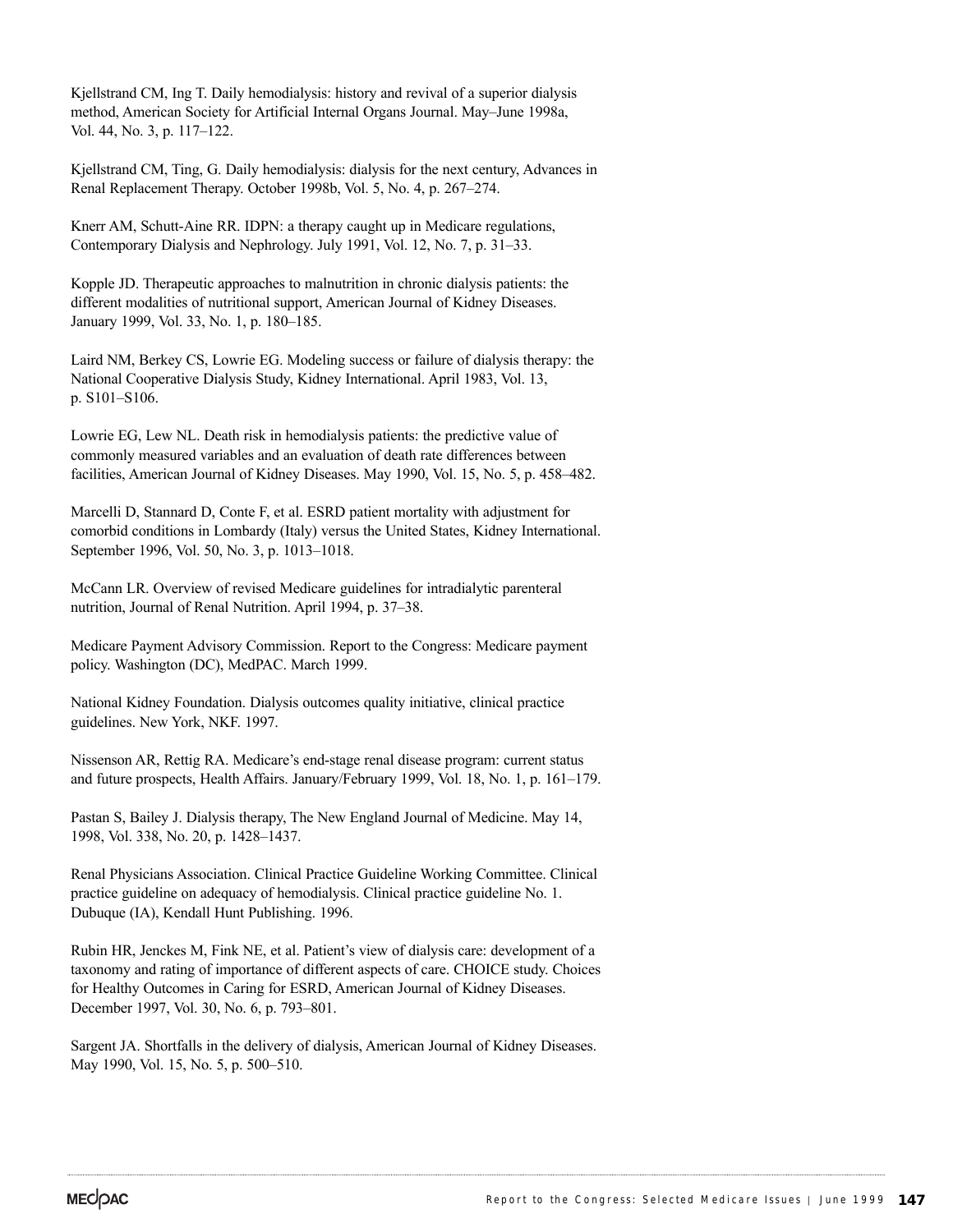Kjellstrand CM, Ing T. Daily hemodialysis: history and revival of a superior dialysis method, American Society for Artificial Internal Organs Journal. May–June 1998a, Vol. 44, No. 3, p. 117–122.

Kjellstrand CM, Ting, G. Daily hemodialysis: dialysis for the next century, Advances in Renal Replacement Therapy. October 1998b, Vol. 5, No. 4, p. 267–274.

Knerr AM, Schutt-Aine RR. IDPN: a therapy caught up in Medicare regulations, Contemporary Dialysis and Nephrology. July 1991, Vol. 12, No. 7, p. 31–33.

Kopple JD. Therapeutic approaches to malnutrition in chronic dialysis patients: the different modalities of nutritional support, American Journal of Kidney Diseases. January 1999, Vol. 33, No. 1, p. 180–185.

Laird NM, Berkey CS, Lowrie EG. Modeling success or failure of dialysis therapy: the National Cooperative Dialysis Study, Kidney International. April 1983, Vol. 13, p. S101–S106.

Lowrie EG, Lew NL. Death risk in hemodialysis patients: the predictive value of commonly measured variables and an evaluation of death rate differences between facilities, American Journal of Kidney Diseases. May 1990, Vol. 15, No. 5, p. 458–482.

Marcelli D, Stannard D, Conte F, et al. ESRD patient mortality with adjustment for comorbid conditions in Lombardy (Italy) versus the United States, Kidney International. September 1996, Vol. 50, No. 3, p. 1013–1018.

McCann LR. Overview of revised Medicare guidelines for intradialytic parenteral nutrition, Journal of Renal Nutrition. April 1994, p. 37–38.

Medicare Payment Advisory Commission. Report to the Congress: Medicare payment policy. Washington (DC), MedPAC. March 1999.

National Kidney Foundation. Dialysis outcomes quality initiative, clinical practice guidelines. New York, NKF. 1997.

Nissenson AR, Rettig RA. Medicare's end-stage renal disease program: current status and future prospects, Health Affairs. January/February 1999, Vol. 18, No. 1, p. 161–179.

Pastan S, Bailey J. Dialysis therapy, The New England Journal of Medicine. May 14, 1998, Vol. 338, No. 20, p. 1428–1437.

Renal Physicians Association. Clinical Practice Guideline Working Committee. Clinical practice guideline on adequacy of hemodialysis. Clinical practice guideline No. 1. Dubuque (IA), Kendall Hunt Publishing. 1996.

Rubin HR, Jenckes M, Fink NE, et al. Patient's view of dialysis care: development of a taxonomy and rating of importance of different aspects of care. CHOICE study. Choices for Healthy Outcomes in Caring for ESRD, American Journal of Kidney Diseases. December 1997, Vol. 30, No. 6, p. 793–801.

Sargent JA. Shortfalls in the delivery of dialysis, American Journal of Kidney Diseases. May 1990, Vol. 15, No. 5, p. 500–510.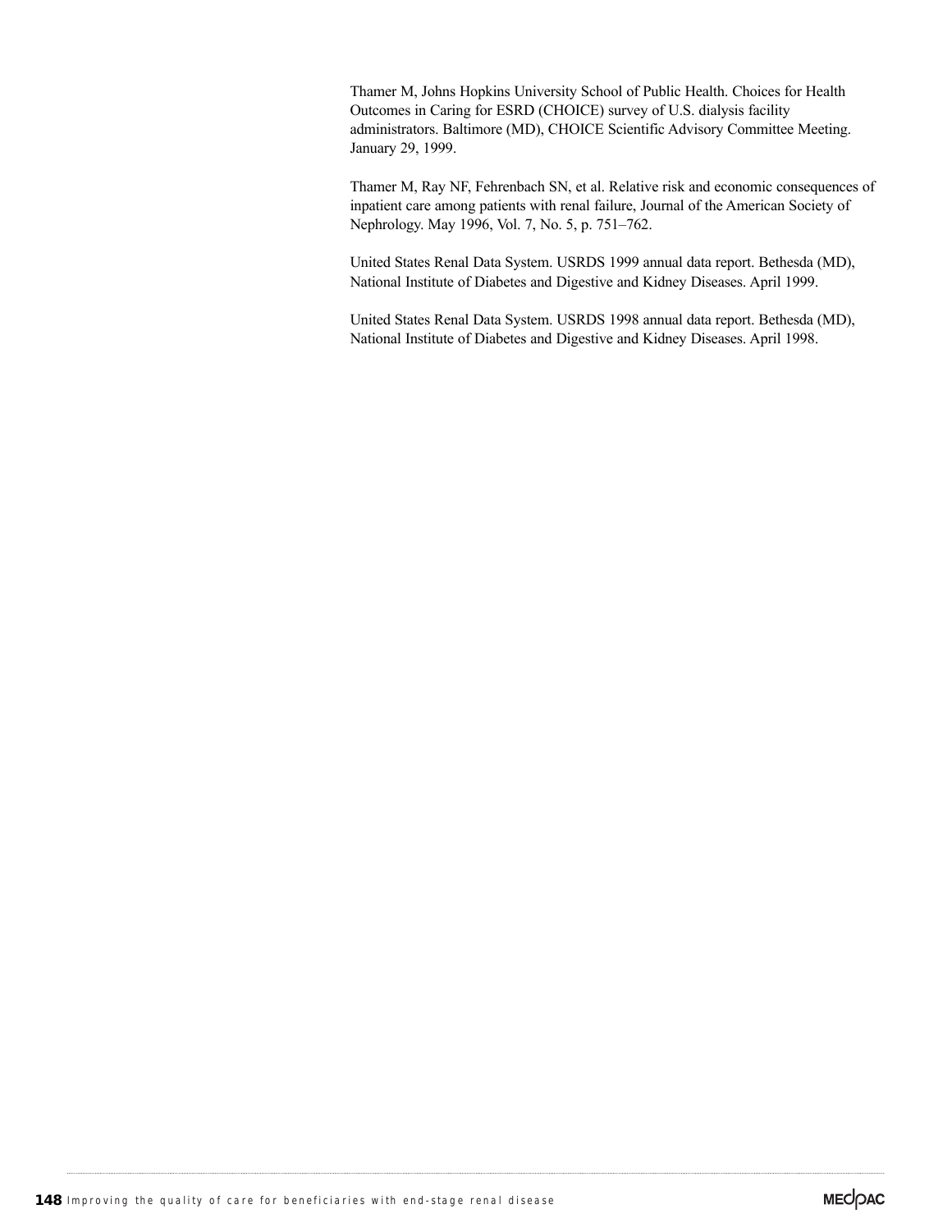Thamer M, Johns Hopkins University School of Public Health. Choices for Health Outcomes in Caring for ESRD (CHOICE) survey of U.S. dialysis facility administrators. Baltimore (MD), CHOICE Scientific Advisory Committee Meeting. January 29, 1999.

Thamer M, Ray NF, Fehrenbach SN, et al. Relative risk and economic consequences of inpatient care among patients with renal failure, Journal of the American Society of Nephrology. May 1996, Vol. 7, No. 5, p. 751–762.

United States Renal Data System. USRDS 1999 annual data report. Bethesda (MD), National Institute of Diabetes and Digestive and Kidney Diseases. April 1999.

United States Renal Data System. USRDS 1998 annual data report. Bethesda (MD), National Institute of Diabetes and Digestive and Kidney Diseases. April 1998.